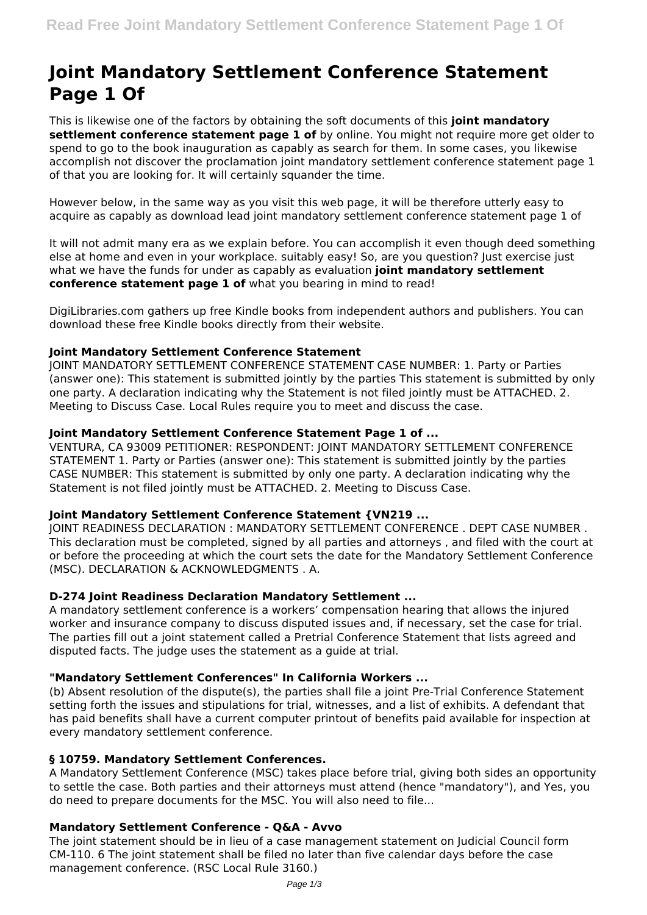# Joint Mandatory Settlement Conference Statement Page 1 Of

This is likewise one of the factors by obtaining the soft documents of this **joint mandatory settlement conference statement page 1 of** by online. You might not require more get older to spend to go to the book inauguration as capably as search for them. In some cases, you likewise accomplish not discover the proclamation joint mandatory settlement conference statement page 1 of that you are looking for. It will certainly squander the time.

However below, in the same way as you visit this web page, it will be therefore utterly easy to acquire as capably as download lead joint mandatory settlement conference statement page 1 of

It will not admit many era as we explain before. You can accomplish it even though deed something else at home and even in your workplace. suitably easy! So, are you question? Just exercise just what we have the funds for under as capably as evaluation **joint mandatory settlement conference statement page 1 of** what you bearing in mind to read!

DigiLibraries.com gathers up free Kindle books from independent authors and publishers. You can download these free Kindle books directly from their website.

### Joint Mandatory Settlement Conference Statement

JOINT MANDATORY SETTLEMENT CONFERENCE STATEMENT CASE NUMBER: 1. Party or Parties (answer one): This statement is submitted jointly by the parties This statement is submitted by only one party. A declaration indicating why the Statement is not filed jointly must be ATTACHED. 2. Meeting to Discuss Case. Local Rules require you to meet and discuss the case.

### Joint Mandatory Settlement Conference Statement Page 1 of ...

VENTURA, CA 93009 PETITIONER: RESPONDENT: JOINT MANDATORY SETTLEMENT CONFERENCE STATEMENT 1. Party or Parties (answer one): This statement is submitted jointly by the parties CASE NUMBER: This statement is submitted by only one party. A declaration indicating why the Statement is not filed jointly must be ATTACHED. 2. Meeting to Discuss Case.

### Joint Mandatory Settlement Conference Statement {VN219 ...

JOINT READINESS DECLARATION : MANDATORY SETTLEMENT CONFERENCE . DEPT CASE NUMBER . This declaration must be completed, signed by all parties and attorneys , and filed with the court at or before the proceeding at which the court sets the date for the Mandatory Settlement Conference (MSC). DECLARATION & ACKNOWLEDGMENTS . A.

### D-274 Joint Readiness Declaration Mandatory Settlement ...

A mandatory settlement conference is a workers' compensation hearing that allows the injured worker and insurance company to discuss disputed issues and, if necessary, set the case for trial. The parties fill out a joint statement called a Pretrial Conference Statement that lists agreed and disputed facts. The judge uses the statement as a guide at trial.

### "Mandatory Settlement Conferences" In California Workers ...

(b) Absent resolution of the dispute(s), the parties shall file a joint Pre-Trial Conference Statement setting forth the issues and stipulations for trial, witnesses, and a list of exhibits. A defendant that has paid benefits shall have a current computer printout of benefits paid available for inspection at every mandatory settlement conference.

### § 10759. Mandatory Settlement Conferences.

A Mandatory Settlement Conference (MSC) takes place before trial, giving both sides an opportunity to settle the case. Both parties and their attorneys must attend (hence "mandatory"), and Yes, you do need to prepare documents for the MSC. You will also need to file...

### Mandatory Settlement Conference - Q&A - Avvo

The joint statement should be in lieu of a case management statement on Judicial Council form CM-110. 6 The joint statement shall be filed no later than five calendar days before the case management conference. (RSC Local Rule 3160.)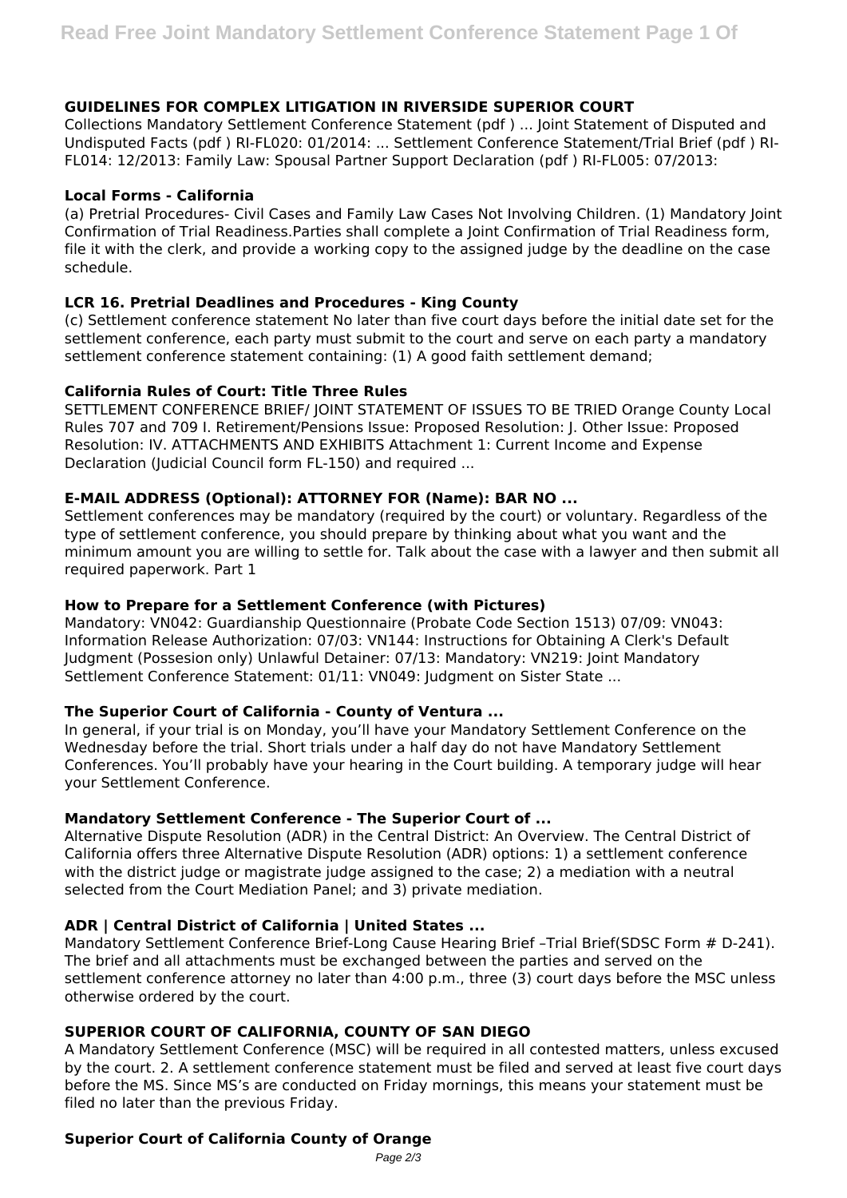### GUIDELINES FOR COMPLEX LITIGATION IN RIVERSIDE SUPERIOR COURT

Collections Mandatory Settlement Conference Statement (pdf ) ... Joint Statement of Disputed and Undisputed Facts (pdf ) RI-FL020: 01/2014: ... Settlement Conference Statement/Trial Brief (pdf ) RI-FL014: 12/2013: Family Law: Spousal Partner Support Declaration (pdf ) RI-FL005: 07/2013:

### Local Forms - California

(a) Pretrial Procedures- Civil Cases and Family Law Cases Not Involving Children. (1) Mandatory Joint Confirmation of Trial Readiness.Parties shall complete a Joint Confirmation of Trial Readiness form, file it with the clerk, and provide a working copy to the assigned judge by the deadline on the case schedule.

### LCR 16. Pretrial Deadlines and Procedures - King County

(c) Settlement conference statement No later than five court days before the initial date set for the settlement conference, each party must submit to the court and serve on each party a mandatory settlement conference statement containing: (1) A good faith settlement demand;

### California Rules of Court: Title Three Rules

SETTLEMENT CONFERENCE BRIEF/ JOINT STATEMENT OF ISSUES TO BE TRIED Orange County Local Rules 707 and 709 I. Retirement/Pensions Issue: Proposed Resolution: J. Other Issue: Proposed Resolution: IV. ATTACHMENTS AND EXHIBITS Attachment 1: Current Income and Expense Declaration (Judicial Council form FL-150) and required ...

### E-MAIL ADDRESS (Optional): ATTORNEY FOR (Name): BAR NO ...

Settlement conferences may be mandatory (required by the court) or voluntary. Regardless of the type of settlement conference, you should prepare by thinking about what you want and the minimum amount you are willing to settle for. Talk about the case with a lawyer and then submit all required paperwork. Part 1

### How to Prepare for a Settlement Conference (with Pictures)

Mandatory: VN042: Guardianship Questionnaire (Probate Code Section 1513) 07/09: VN043: Information Release Authorization: 07/03: VN144: Instructions for Obtaining A Clerk's Default Judgment (Possesion only) Unlawful Detainer: 07/13: Mandatory: VN219: Joint Mandatory Settlement Conference Statement: 01/11: VN049: Judgment on Sister State ...

### The Superior Court of California - County of Ventura ...

In general, if your trial is on Monday, you'll have your Mandatory Settlement Conference on the Wednesday before the trial. Short trials under a half day do not have Mandatory Settlement Conferences. You'll probably have your hearing in the Court building. A temporary judge will hear your Settlement Conference.

### Mandatory Settlement Conference - The Superior Court of ...

Alternative Dispute Resolution (ADR) in the Central District: An Overview. The Central District of California offers three Alternative Dispute Resolution (ADR) options: 1) a settlement conference with the district judge or magistrate judge assigned to the case; 2) a mediation with a neutral selected from the Court Mediation Panel; and 3) private mediation.

### ADR | Central District of California | United States ...

Mandatory Settlement Conference Brief-Long Cause Hearing Brief –Trial Brief(SDSC Form # D-241). The brief and all attachments must be exchanged between the parties and served on the settlement conference attorney no later than 4:00 p.m., three (3) court days before the MSC unless otherwise ordered by the court.

### SUPERIOR COURT OF CALIFORNIA, COUNTY OF SAN DIEGO

A Mandatory Settlement Conference (MSC) will be required in all contested matters, unless excused by the court. 2. A settlement conference statement must be filed and served at least five court days before the MS. Since MS's are conducted on Friday mornings, this means your statement must be filed no later than the previous Friday.

### Superior Court of California County of Orange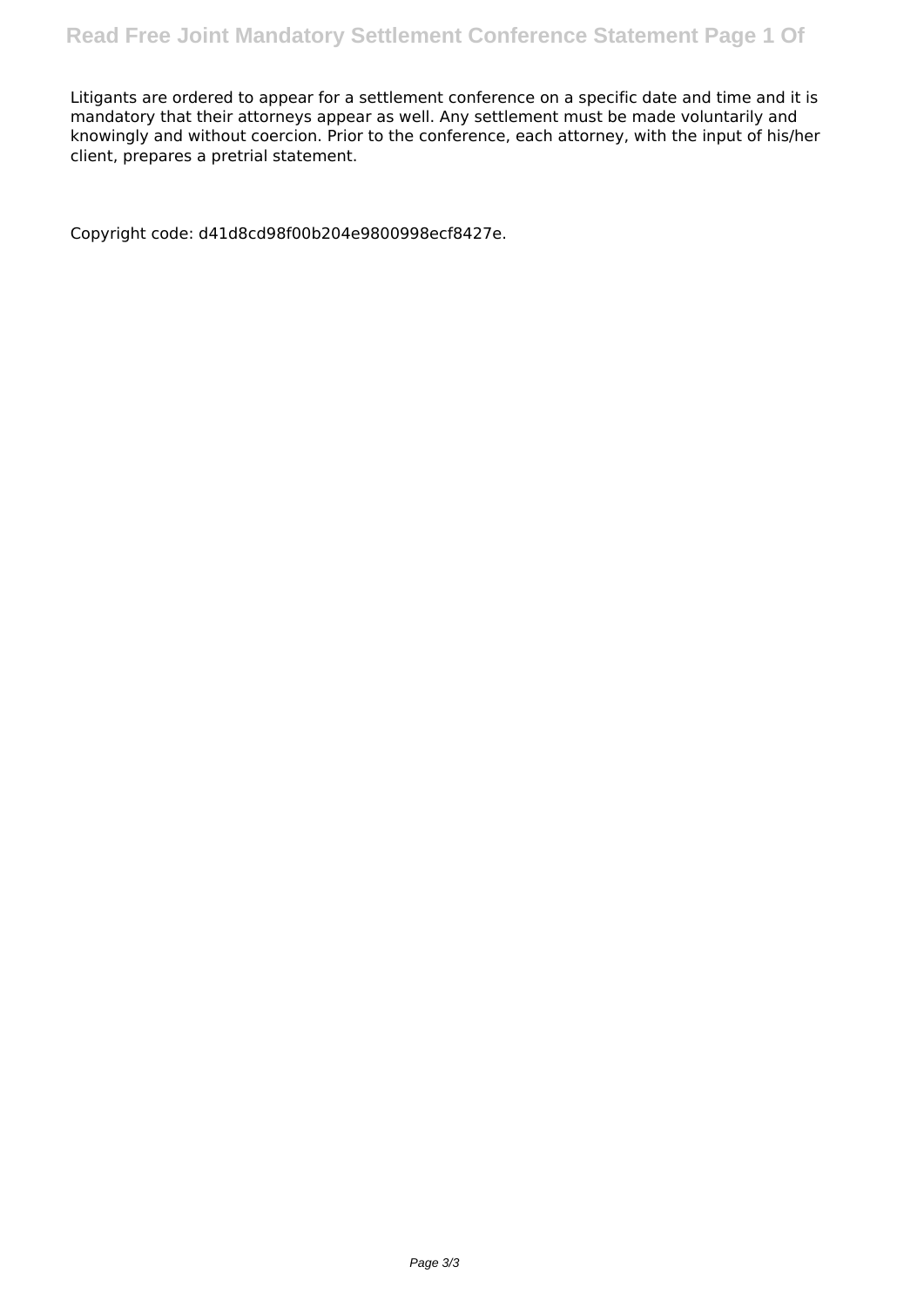Litigants are ordered to appear for a settlement conference on a specific date and time and it is mandatory that their attorneys appear as well. Any settlement must be made voluntarily and knowingly and without coercion. Prior to the conference, each attorney, with the input of his/her client, prepares a pretrial statement.

Copyright code: d41d8cd98f00b204e9800998ecf8427e.